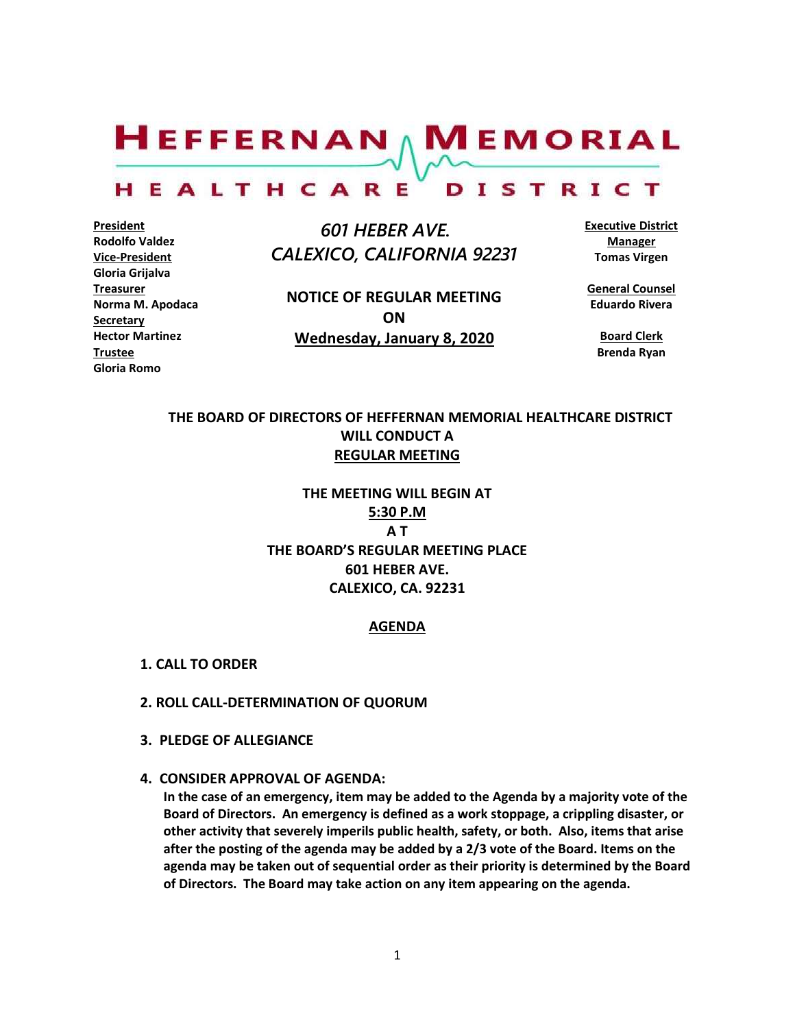# HEFFERNAN MEMORIAL HEALTHCARE DISTRICT

**President**
**Rodolfo Valdez**
**Vice-President**
**Gloria Grijalva**
**Treasurer**
**Norma M. Apodaca**
**Secretary**
**Hector Martinez**
**Trustee**
**Gloria Romo**

*601 HEBER AVE.*
*CALEXICO, CALIFORNIA 92231*

**NOTICE OF REGULAR MEETING**
**ON**
**Wednesday, January 8, 2020**

**Executive District Manager**
**Tomas Virgen**

**General Counsel**
**Eduardo Rivera**

**Board Clerk**
**Brenda Ryan**

**THE BOARD OF DIRECTORS OF HEFFERNAN MEMORIAL HEALTHCARE DISTRICT WILL CONDUCT A REGULAR MEETING**

**THE MEETING WILL BEGIN AT**
**5:30 P.M**
**A T**
**THE BOARD'S REGULAR MEETING PLACE**
**601 HEBER AVE.**
**CALEXICO, CA. 92231**

## AGENDA

**1. CALL TO ORDER**

**2. ROLL CALL-DETERMINATION OF QUORUM**

**3. PLEDGE OF ALLEGIANCE**

**4. CONSIDER APPROVAL OF AGENDA:**

**In the case of an emergency, item may be added to the Agenda by a majority vote of the Board of Directors. An emergency is defined as a work stoppage, a crippling disaster, or other activity that severely imperils public health, safety, or both. Also, items that arise after the posting of the agenda may be added by a 2/3 vote of the Board. Items on the agenda may be taken out of sequential order as their priority is determined by the Board of Directors. The Board may take action on any item appearing on the agenda.**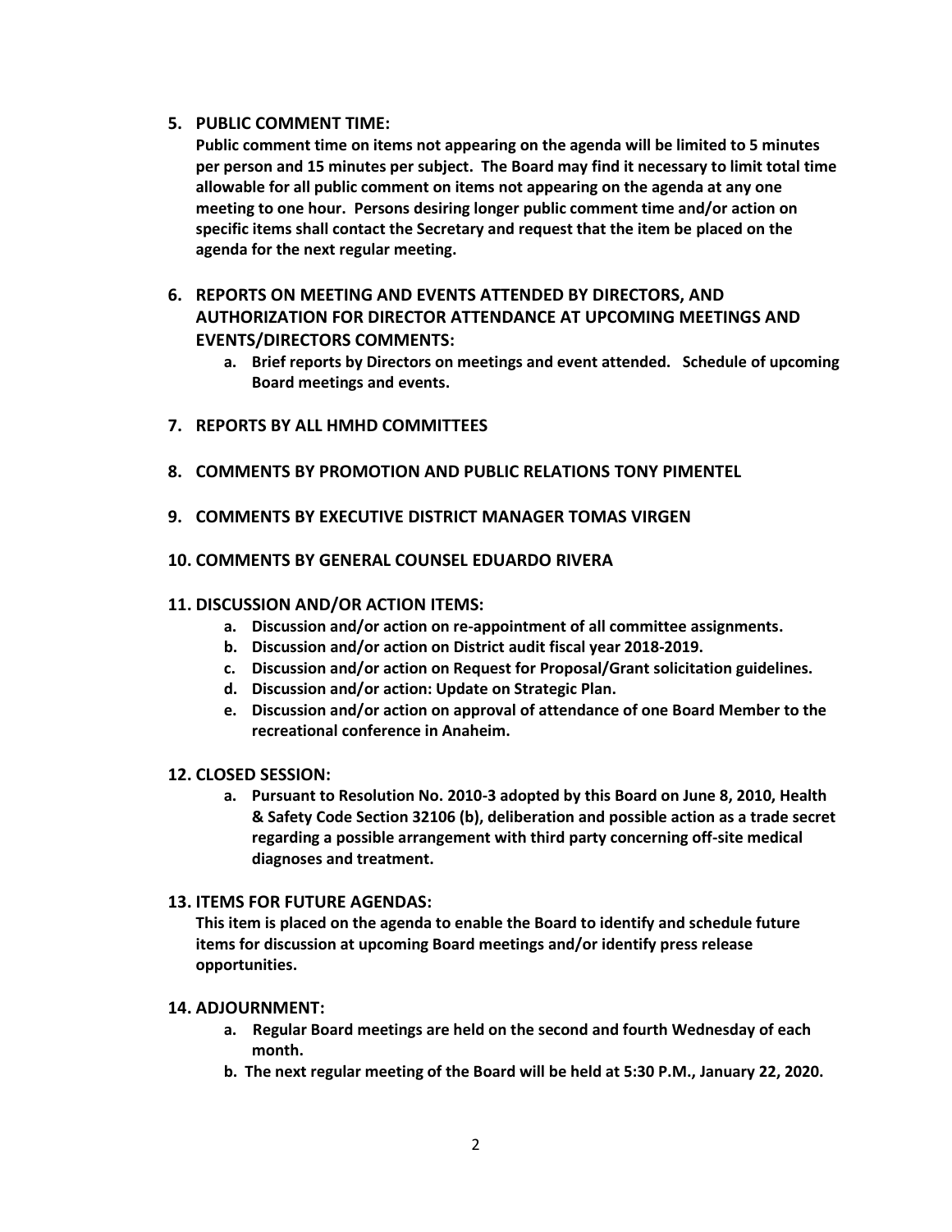5. **PUBLIC COMMENT TIME:**

   **Public comment time on items not appearing on the agenda will be limited to 5 minutes per person and 15 minutes per subject. The Board may find it necessary to limit total time allowable for all public comment on items not appearing on the agenda at any one meeting to one hour. Persons desiring longer public comment time and/or action on specific items shall contact the Secretary and request that the item be placed on the agenda for the next regular meeting.**

6. **REPORTS ON MEETING AND EVENTS ATTENDED BY DIRECTORS, AND AUTHORIZATION FOR DIRECTOR ATTENDANCE AT UPCOMING MEETINGS AND EVENTS/DIRECTORS COMMENTS:**
   a. **Brief reports by Directors on meetings and event attended. Schedule of upcoming Board meetings and events.**

7. **REPORTS BY ALL HMHD COMMITTEES**

8. **COMMENTS BY PROMOTION AND PUBLIC RELATIONS TONY PIMENTEL**

9. **COMMENTS BY EXECUTIVE DISTRICT MANAGER TOMAS VIRGEN**

10. **COMMENTS BY GENERAL COUNSEL EDUARDO RIVERA**

11. **DISCUSSION AND/OR ACTION ITEMS:**
    a. **Discussion and/or action on re-appointment of all committee assignments.**
    b. **Discussion and/or action on District audit fiscal year 2018-2019.**
    c. **Discussion and/or action on Request for Proposal/Grant solicitation guidelines.**
    d. **Discussion and/or action: Update on Strategic Plan.**
    e. **Discussion and/or action on approval of attendance of one Board Member to the recreational conference in Anaheim.**

12. **CLOSED SESSION:**
    a. **Pursuant to Resolution No. 2010-3 adopted by this Board on June 8, 2010, Health & Safety Code Section 32106 (b), deliberation and possible action as a trade secret regarding a possible arrangement with third party concerning off-site medical diagnoses and treatment.**

13. **ITEMS FOR FUTURE AGENDAS:**

    **This item is placed on the agenda to enable the Board to identify and schedule future items for discussion at upcoming Board meetings and/or identify press release opportunities.**

14. **ADJOURNMENT:**
    a. **Regular Board meetings are held on the second and fourth Wednesday of each month.**
    b. **The next regular meeting of the Board will be held at 5:30 P.M., January 22, 2020.**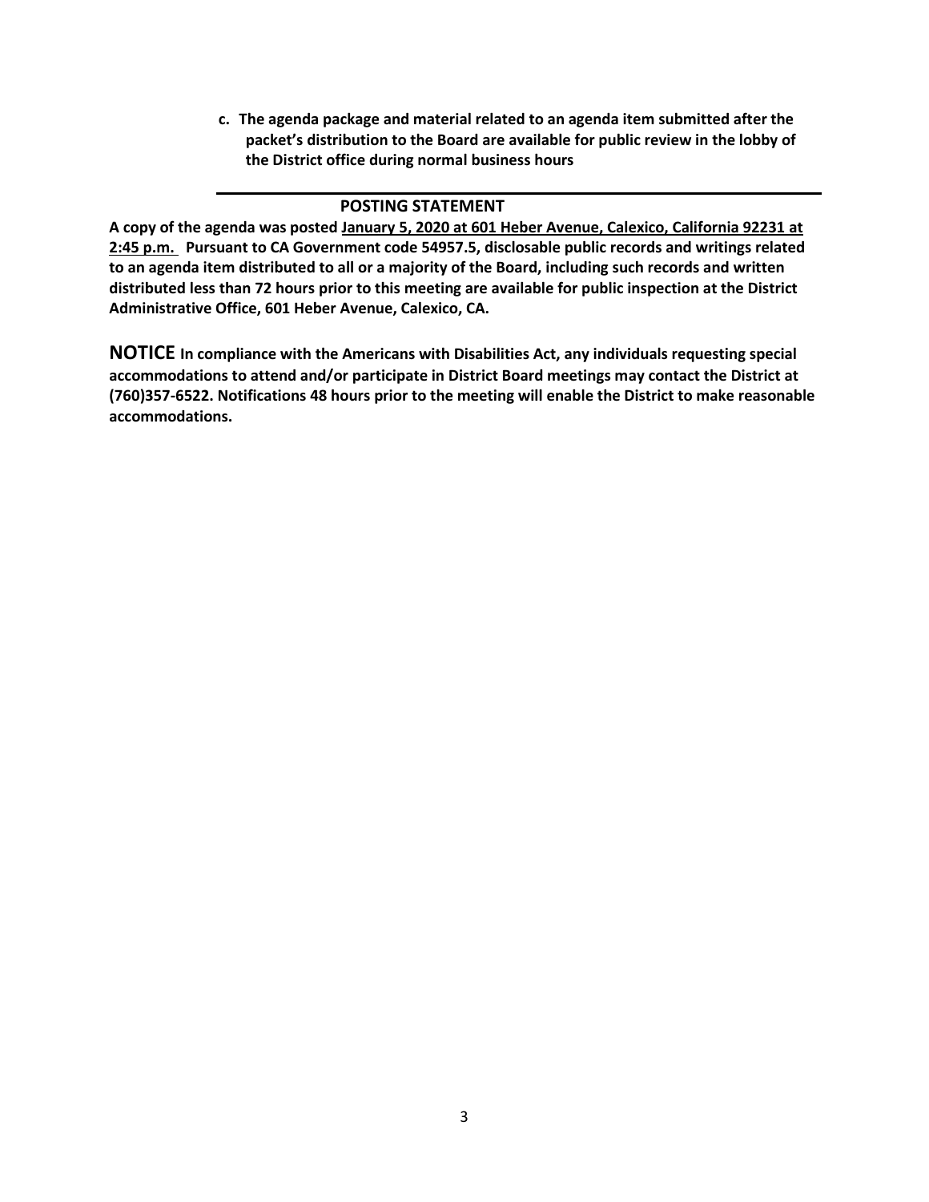**c. The agenda package and material related to an agenda item submitted after the packet's distribution to the Board are available for public review in the lobby of the District office during normal business hours**

## POSTING STATEMENT

**A copy of the agenda was posted <u>January 5, 2020 at 601 Heber Avenue, Calexico, California 92231 at 2:45 p.m.</u> Pursuant to CA Government code 54957.5, disclosable public records and writings related to an agenda item distributed to all or a majority of the Board, including such records and written distributed less than 72 hours prior to this meeting are available for public inspection at the District Administrative Office, 601 Heber Avenue, Calexico, CA.**

**NOTICE In compliance with the Americans with Disabilities Act, any individuals requesting special accommodations to attend and/or participate in District Board meetings may contact the District at (760)357-6522. Notifications 48 hours prior to the meeting will enable the District to make reasonable accommodations.**